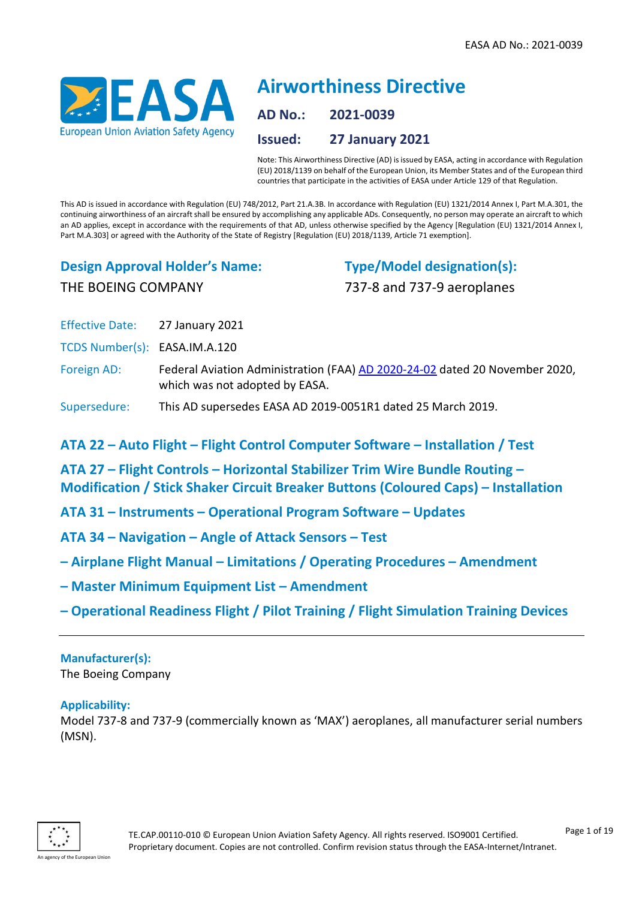# Airworthiness Directive

**AD No.:** 2021-0039

**Issued:** 27 January 2021

Note: This Airworthiness Directive (AD) is issued by EASA, acting in accordance with Regulation (EU) 2018/1139 on behalf of the European Union, its Member States and of the European third countries that participate in the activities of EASA under Article 129 of that Regulation.

This AD is issued in accordance with Regulation (EU) 748/2012, Part 21.A.3B. In accordance with Regulation (EU) 1321/2014 Annex I, Part M.A.301, the continuing airworthiness of an aircraft shall be ensured by accomplishing any applicable ADs. Consequently, no person may operate an aircraft to which an AD applies, except in accordance with the requirements of that AD, unless otherwise specified by the Agency [Regulation (EU) 1321/2014 Annex I, Part M.A.303] or agreed with the Authority of the State of Registry [Regulation (EU) 2018/1139, Article 71 exemption].

**Design Approval Holder's Name:**
THE BOEING COMPANY

**Type/Model designation(s):**
737-8 and 737-9 aeroplanes

Effective Date: 27 January 2021

TCDS Number(s): EASA.IM.A.120

Foreign AD: Federal Aviation Administration (FAA) AD 2020-24-02 dated 20 November 2020, which was not adopted by EASA.

Supersedure: This AD supersedes EASA AD 2019-0051R1 dated 25 March 2019.

## ATA 22 – Auto Flight – Flight Control Computer Software – Installation / Test

## ATA 27 – Flight Controls – Horizontal Stabilizer Trim Wire Bundle Routing – Modification / Stick Shaker Circuit Breaker Buttons (Coloured Caps) – Installation

## ATA 31 – Instruments – Operational Program Software – Updates

## ATA 34 – Navigation – Angle of Attack Sensors – Test

## – Airplane Flight Manual – Limitations / Operating Procedures – Amendment

## – Master Minimum Equipment List – Amendment

## – Operational Readiness Flight / Pilot Training / Flight Simulation Training Devices

---

**Manufacturer(s):**
The Boeing Company

**Applicability:**
Model 737-8 and 737-9 (commercially known as 'MAX') aeroplanes, all manufacturer serial numbers (MSN).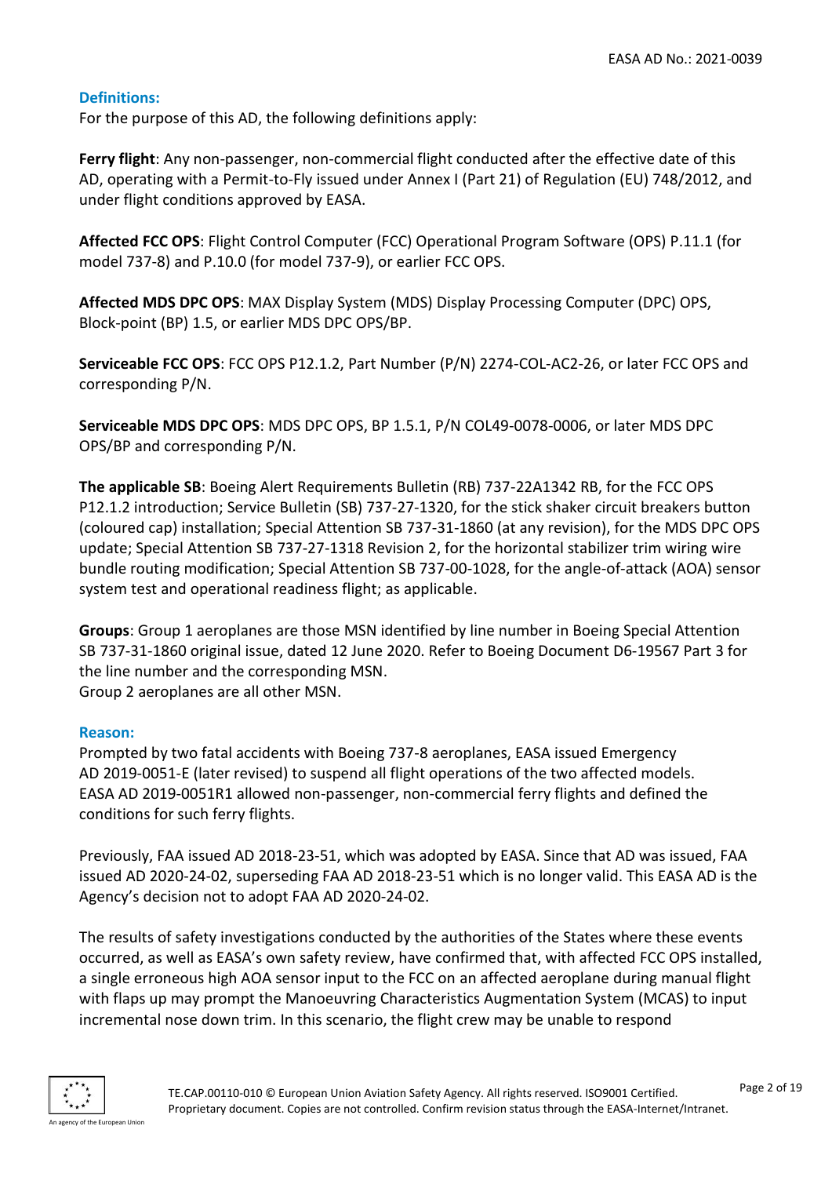### Definitions:

For the purpose of this AD, the following definitions apply:

**Ferry flight**: Any non-passenger, non-commercial flight conducted after the effective date of this AD, operating with a Permit-to-Fly issued under Annex I (Part 21) of Regulation (EU) 748/2012, and under flight conditions approved by EASA.

**Affected FCC OPS**: Flight Control Computer (FCC) Operational Program Software (OPS) P.11.1 (for model 737-8) and P.10.0 (for model 737-9), or earlier FCC OPS.

**Affected MDS DPC OPS**: MAX Display System (MDS) Display Processing Computer (DPC) OPS, Block-point (BP) 1.5, or earlier MDS DPC OPS/BP.

**Serviceable FCC OPS**: FCC OPS P12.1.2, Part Number (P/N) 2274-COL-AC2-26, or later FCC OPS and corresponding P/N.

**Serviceable MDS DPC OPS**: MDS DPC OPS, BP 1.5.1, P/N COL49-0078-0006, or later MDS DPC OPS/BP and corresponding P/N.

**The applicable SB**: Boeing Alert Requirements Bulletin (RB) 737-22A1342 RB, for the FCC OPS P12.1.2 introduction; Service Bulletin (SB) 737-27-1320, for the stick shaker circuit breakers button (coloured cap) installation; Special Attention SB 737-31-1860 (at any revision), for the MDS DPC OPS update; Special Attention SB 737-27-1318 Revision 2, for the horizontal stabilizer trim wiring wire bundle routing modification; Special Attention SB 737-00-1028, for the angle-of-attack (AOA) sensor system test and operational readiness flight; as applicable.

**Groups**: Group 1 aeroplanes are those MSN identified by line number in Boeing Special Attention SB 737-31-1860 original issue, dated 12 June 2020. Refer to Boeing Document D6-19567 Part 3 for the line number and the corresponding MSN.
Group 2 aeroplanes are all other MSN.

### Reason:

Prompted by two fatal accidents with Boeing 737-8 aeroplanes, EASA issued Emergency AD 2019-0051-E (later revised) to suspend all flight operations of the two affected models. EASA AD 2019-0051R1 allowed non-passenger, non-commercial ferry flights and defined the conditions for such ferry flights.

Previously, FAA issued AD 2018-23-51, which was adopted by EASA. Since that AD was issued, FAA issued AD 2020-24-02, superseding FAA AD 2018-23-51 which is no longer valid. This EASA AD is the Agency's decision not to adopt FAA AD 2020-24-02.

The results of safety investigations conducted by the authorities of the States where these events occurred, as well as EASA's own safety review, have confirmed that, with affected FCC OPS installed, a single erroneous high AOA sensor input to the FCC on an affected aeroplane during manual flight with flaps up may prompt the Manoeuvring Characteristics Augmentation System (MCAS) to input incremental nose down trim. In this scenario, the flight crew may be unable to respond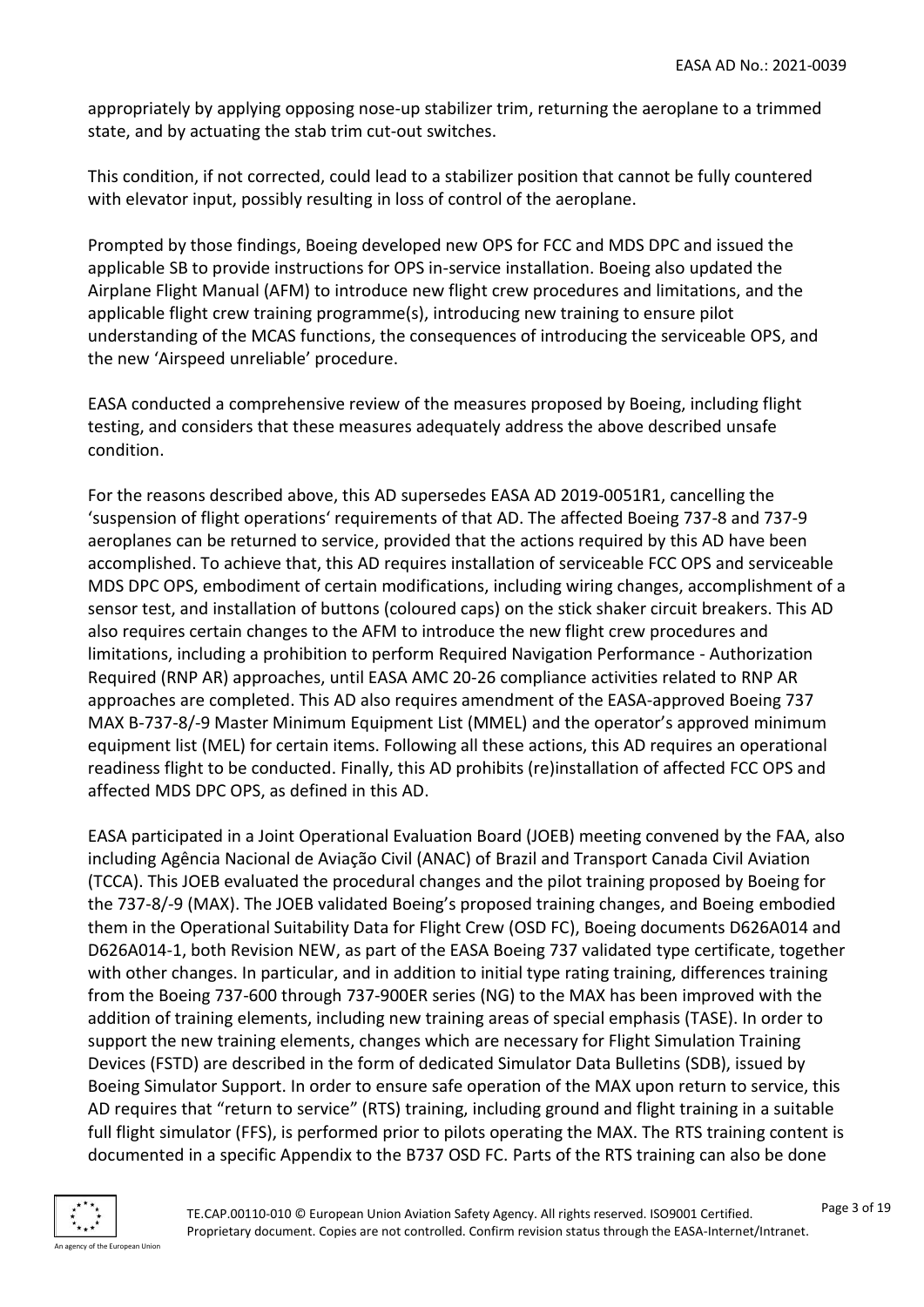appropriately by applying opposing nose-up stabilizer trim, returning the aeroplane to a trimmed state, and by actuating the stab trim cut-out switches.

This condition, if not corrected, could lead to a stabilizer position that cannot be fully countered with elevator input, possibly resulting in loss of control of the aeroplane.

Prompted by those findings, Boeing developed new OPS for FCC and MDS DPC and issued the applicable SB to provide instructions for OPS in-service installation. Boeing also updated the Airplane Flight Manual (AFM) to introduce new flight crew procedures and limitations, and the applicable flight crew training programme(s), introducing new training to ensure pilot understanding of the MCAS functions, the consequences of introducing the serviceable OPS, and the new 'Airspeed unreliable' procedure.

EASA conducted a comprehensive review of the measures proposed by Boeing, including flight testing, and considers that these measures adequately address the above described unsafe condition.

For the reasons described above, this AD supersedes EASA AD 2019-0051R1, cancelling the 'suspension of flight operations' requirements of that AD. The affected Boeing 737-8 and 737-9 aeroplanes can be returned to service, provided that the actions required by this AD have been accomplished. To achieve that, this AD requires installation of serviceable FCC OPS and serviceable MDS DPC OPS, embodiment of certain modifications, including wiring changes, accomplishment of a sensor test, and installation of buttons (coloured caps) on the stick shaker circuit breakers. This AD also requires certain changes to the AFM to introduce the new flight crew procedures and limitations, including a prohibition to perform Required Navigation Performance - Authorization Required (RNP AR) approaches, until EASA AMC 20-26 compliance activities related to RNP AR approaches are completed. This AD also requires amendment of the EASA-approved Boeing 737 MAX B-737-8/-9 Master Minimum Equipment List (MMEL) and the operator's approved minimum equipment list (MEL) for certain items. Following all these actions, this AD requires an operational readiness flight to be conducted. Finally, this AD prohibits (re)installation of affected FCC OPS and affected MDS DPC OPS, as defined in this AD.

EASA participated in a Joint Operational Evaluation Board (JOEB) meeting convened by the FAA, also including Agência Nacional de Aviação Civil (ANAC) of Brazil and Transport Canada Civil Aviation (TCCA). This JOEB evaluated the procedural changes and the pilot training proposed by Boeing for the 737-8/-9 (MAX). The JOEB validated Boeing's proposed training changes, and Boeing embodied them in the Operational Suitability Data for Flight Crew (OSD FC), Boeing documents D626A014 and D626A014-1, both Revision NEW, as part of the EASA Boeing 737 validated type certificate, together with other changes. In particular, and in addition to initial type rating training, differences training from the Boeing 737-600 through 737-900ER series (NG) to the MAX has been improved with the addition of training elements, including new training areas of special emphasis (TASE). In order to support the new training elements, changes which are necessary for Flight Simulation Training Devices (FSTD) are described in the form of dedicated Simulator Data Bulletins (SDB), issued by Boeing Simulator Support. In order to ensure safe operation of the MAX upon return to service, this AD requires that "return to service" (RTS) training, including ground and flight training in a suitable full flight simulator (FFS), is performed prior to pilots operating the MAX. The RTS training content is documented in a specific Appendix to the B737 OSD FC. Parts of the RTS training can also be done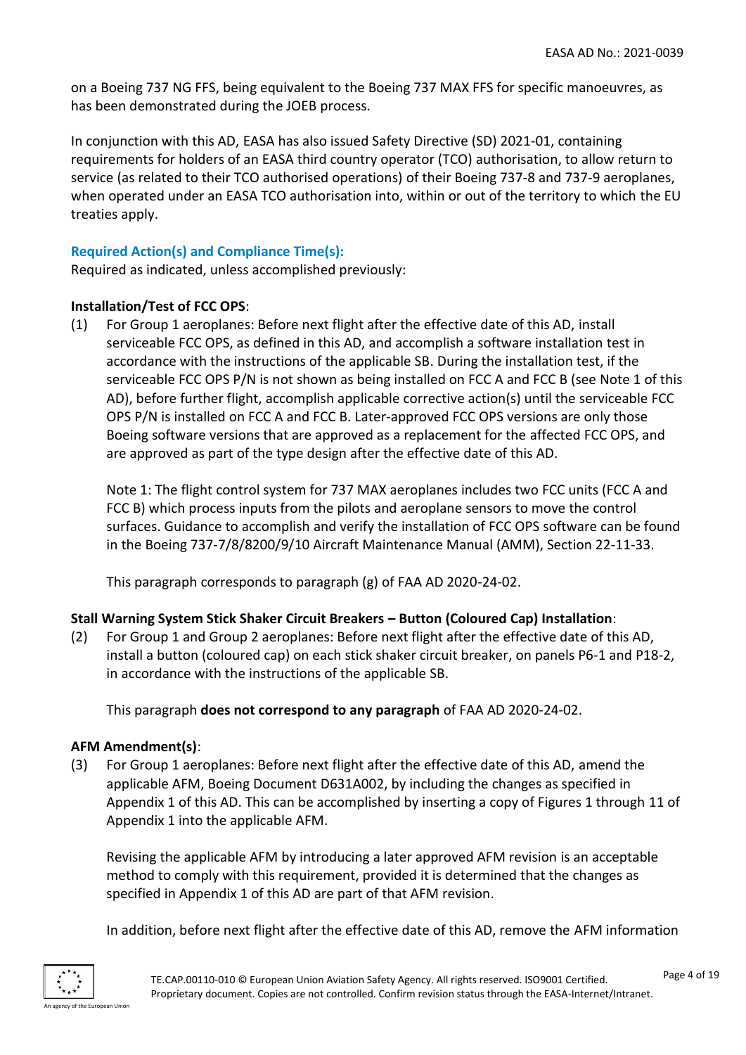on a Boeing 737 NG FFS, being equivalent to the Boeing 737 MAX FFS for specific manoeuvres, as has been demonstrated during the JOEB process.

In conjunction with this AD, EASA has also issued Safety Directive (SD) 2021-01, containing requirements for holders of an EASA third country operator (TCO) authorisation, to allow return to service (as related to their TCO authorised operations) of their Boeing 737-8 and 737-9 aeroplanes, when operated under an EASA TCO authorisation into, within or out of the territory to which the EU treaties apply.

### Required Action(s) and Compliance Time(s):

Required as indicated, unless accomplished previously:

**Installation/Test of FCC OPS**:

(1) For Group 1 aeroplanes: Before next flight after the effective date of this AD, install serviceable FCC OPS, as defined in this AD, and accomplish a software installation test in accordance with the instructions of the applicable SB. During the installation test, if the serviceable FCC OPS P/N is not shown as being installed on FCC A and FCC B (see Note 1 of this AD), before further flight, accomplish applicable corrective action(s) until the serviceable FCC OPS P/N is installed on FCC A and FCC B. Later-approved FCC OPS versions are only those Boeing software versions that are approved as a replacement for the affected FCC OPS, and are approved as part of the type design after the effective date of this AD.

Note 1: The flight control system for 737 MAX aeroplanes includes two FCC units (FCC A and FCC B) which process inputs from the pilots and aeroplane sensors to move the control surfaces. Guidance to accomplish and verify the installation of FCC OPS software can be found in the Boeing 737-7/8/8200/9/10 Aircraft Maintenance Manual (AMM), Section 22-11-33.

This paragraph corresponds to paragraph (g) of FAA AD 2020-24-02.

**Stall Warning System Stick Shaker Circuit Breakers – Button (Coloured Cap) Installation**:

(2) For Group 1 and Group 2 aeroplanes: Before next flight after the effective date of this AD, install a button (coloured cap) on each stick shaker circuit breaker, on panels P6-1 and P18-2, in accordance with the instructions of the applicable SB.

This paragraph **does not correspond to any paragraph** of FAA AD 2020-24-02.

**AFM Amendment(s)**:

(3) For Group 1 aeroplanes: Before next flight after the effective date of this AD, amend the applicable AFM, Boeing Document D631A002, by including the changes as specified in Appendix 1 of this AD. This can be accomplished by inserting a copy of Figures 1 through 11 of Appendix 1 into the applicable AFM.

Revising the applicable AFM by introducing a later approved AFM revision is an acceptable method to comply with this requirement, provided it is determined that the changes as specified in Appendix 1 of this AD are part of that AFM revision.

In addition, before next flight after the effective date of this AD, remove the AFM information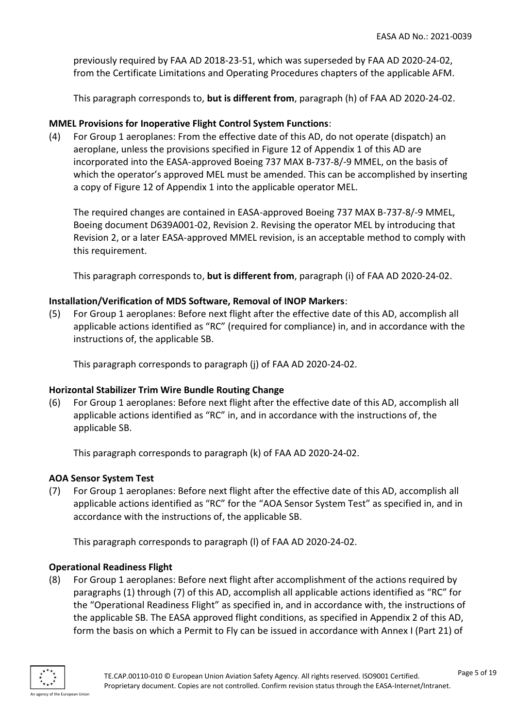previously required by FAA AD 2018-23-51, which was superseded by FAA AD 2020-24-02, from the Certificate Limitations and Operating Procedures chapters of the applicable AFM.

This paragraph corresponds to, **but is different from**, paragraph (h) of FAA AD 2020-24-02.

**MMEL Provisions for Inoperative Flight Control System Functions**:

(4) For Group 1 aeroplanes: From the effective date of this AD, do not operate (dispatch) an aeroplane, unless the provisions specified in Figure 12 of Appendix 1 of this AD are incorporated into the EASA-approved Boeing 737 MAX B-737-8/-9 MMEL, on the basis of which the operator's approved MEL must be amended. This can be accomplished by inserting a copy of Figure 12 of Appendix 1 into the applicable operator MEL.

The required changes are contained in EASA-approved Boeing 737 MAX B-737-8/-9 MMEL, Boeing document D639A001-02, Revision 2. Revising the operator MEL by introducing that Revision 2, or a later EASA-approved MMEL revision, is an acceptable method to comply with this requirement.

This paragraph corresponds to, **but is different from**, paragraph (i) of FAA AD 2020-24-02.

**Installation/Verification of MDS Software, Removal of INOP Markers**:

(5) For Group 1 aeroplanes: Before next flight after the effective date of this AD, accomplish all applicable actions identified as "RC" (required for compliance) in, and in accordance with the instructions of, the applicable SB.

This paragraph corresponds to paragraph (j) of FAA AD 2020-24-02.

**Horizontal Stabilizer Trim Wire Bundle Routing Change**

(6) For Group 1 aeroplanes: Before next flight after the effective date of this AD, accomplish all applicable actions identified as "RC" in, and in accordance with the instructions of, the applicable SB.

This paragraph corresponds to paragraph (k) of FAA AD 2020-24-02.

**AOA Sensor System Test**

(7) For Group 1 aeroplanes: Before next flight after the effective date of this AD, accomplish all applicable actions identified as "RC" for the "AOA Sensor System Test" as specified in, and in accordance with the instructions of, the applicable SB.

This paragraph corresponds to paragraph (l) of FAA AD 2020-24-02.

**Operational Readiness Flight**

(8) For Group 1 aeroplanes: Before next flight after accomplishment of the actions required by paragraphs (1) through (7) of this AD, accomplish all applicable actions identified as "RC" for the "Operational Readiness Flight" as specified in, and in accordance with, the instructions of the applicable SB. The EASA approved flight conditions, as specified in Appendix 2 of this AD, form the basis on which a Permit to Fly can be issued in accordance with Annex I (Part 21) of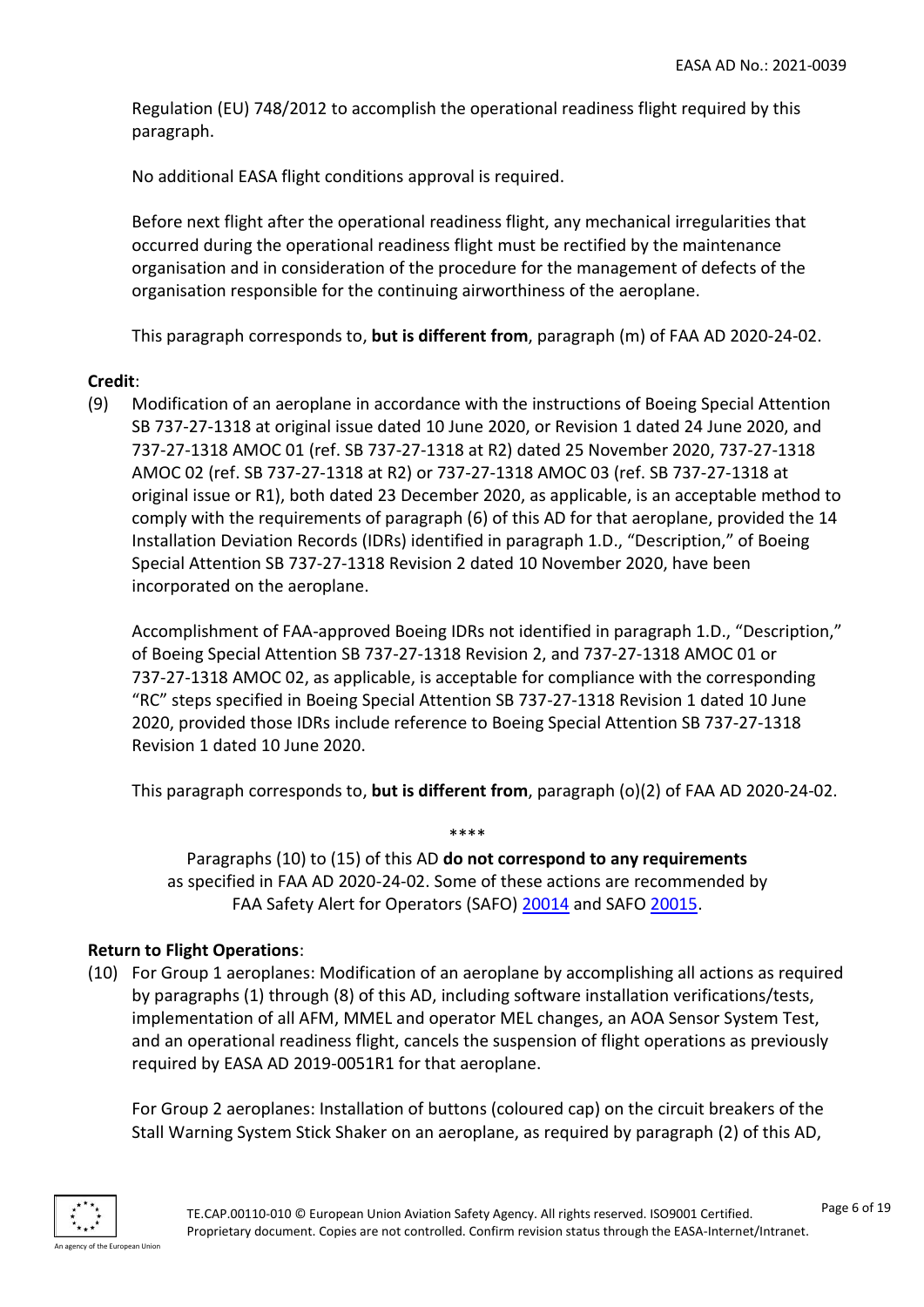Regulation (EU) 748/2012 to accomplish the operational readiness flight required by this paragraph.

No additional EASA flight conditions approval is required.

Before next flight after the operational readiness flight, any mechanical irregularities that occurred during the operational readiness flight must be rectified by the maintenance organisation and in consideration of the procedure for the management of defects of the organisation responsible for the continuing airworthiness of the aeroplane.

This paragraph corresponds to, **but is different from**, paragraph (m) of FAA AD 2020-24-02.

**Credit**:

(9) Modification of an aeroplane in accordance with the instructions of Boeing Special Attention SB 737-27-1318 at original issue dated 10 June 2020, or Revision 1 dated 24 June 2020, and 737-27-1318 AMOC 01 (ref. SB 737-27-1318 at R2) dated 25 November 2020, 737-27-1318 AMOC 02 (ref. SB 737-27-1318 at R2) or 737-27-1318 AMOC 03 (ref. SB 737-27-1318 at original issue or R1), both dated 23 December 2020, as applicable, is an acceptable method to comply with the requirements of paragraph (6) of this AD for that aeroplane, provided the 14 Installation Deviation Records (IDRs) identified in paragraph 1.D., "Description," of Boeing Special Attention SB 737-27-1318 Revision 2 dated 10 November 2020, have been incorporated on the aeroplane.

Accomplishment of FAA-approved Boeing IDRs not identified in paragraph 1.D., "Description," of Boeing Special Attention SB 737-27-1318 Revision 2, and 737-27-1318 AMOC 01 or 737-27-1318 AMOC 02, as applicable, is acceptable for compliance with the corresponding "RC" steps specified in Boeing Special Attention SB 737-27-1318 Revision 1 dated 10 June 2020, provided those IDRs include reference to Boeing Special Attention SB 737-27-1318 Revision 1 dated 10 June 2020.

This paragraph corresponds to, **but is different from**, paragraph (o)(2) of FAA AD 2020-24-02.

****

Paragraphs (10) to (15) of this AD **do not correspond to any requirements** as specified in FAA AD 2020-24-02. Some of these actions are recommended by FAA Safety Alert for Operators (SAFO) 20014 and SAFO 20015.

**Return to Flight Operations**:

(10) For Group 1 aeroplanes: Modification of an aeroplane by accomplishing all actions as required by paragraphs (1) through (8) of this AD, including software installation verifications/tests, implementation of all AFM, MMEL and operator MEL changes, an AOA Sensor System Test, and an operational readiness flight, cancels the suspension of flight operations as previously required by EASA AD 2019-0051R1 for that aeroplane.

For Group 2 aeroplanes: Installation of buttons (coloured cap) on the circuit breakers of the Stall Warning System Stick Shaker on an aeroplane, as required by paragraph (2) of this AD,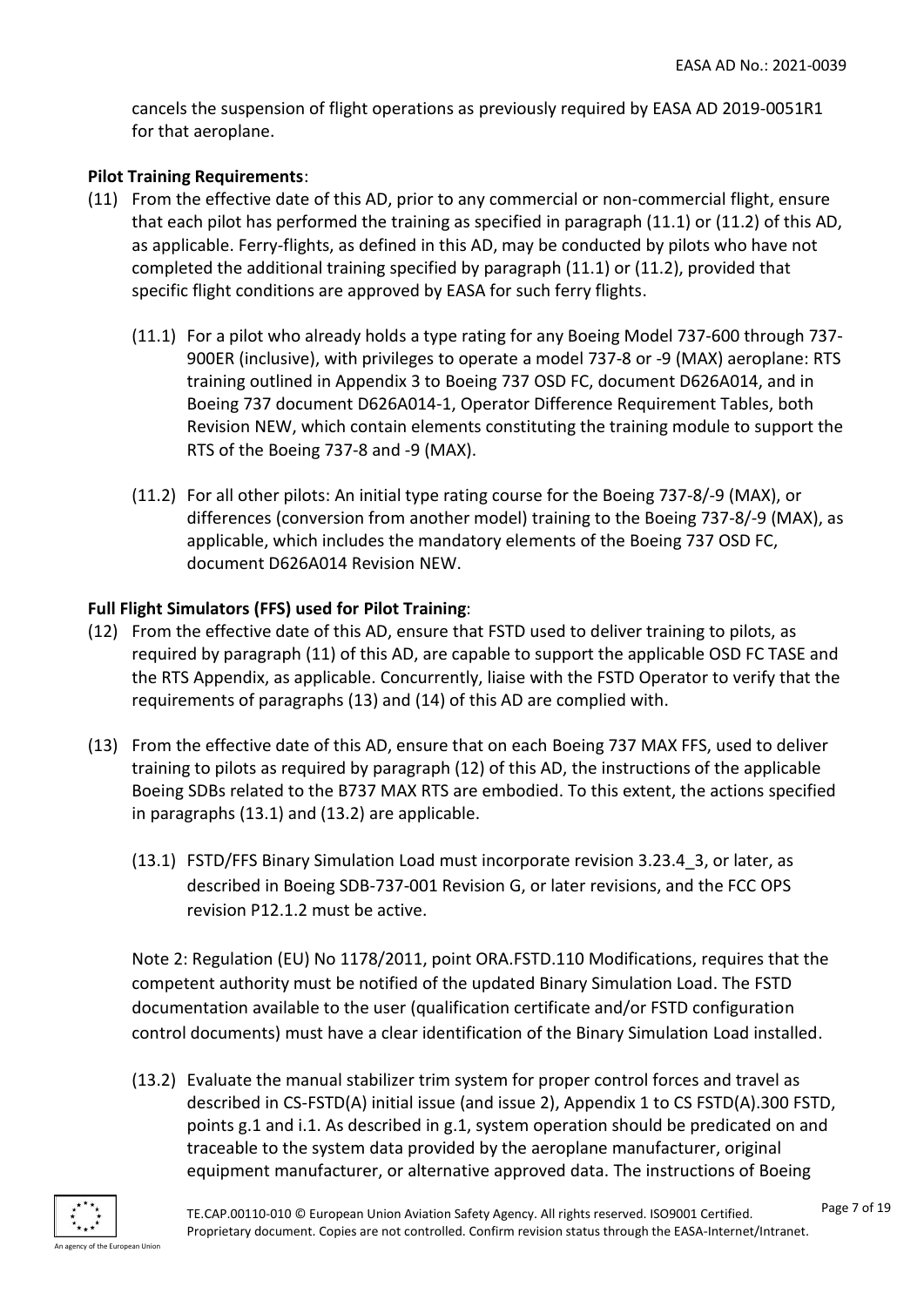cancels the suspension of flight operations as previously required by EASA AD 2019-0051R1 for that aeroplane.

**Pilot Training Requirements**:

(11) From the effective date of this AD, prior to any commercial or non-commercial flight, ensure that each pilot has performed the training as specified in paragraph (11.1) or (11.2) of this AD, as applicable. Ferry-flights, as defined in this AD, may be conducted by pilots who have not completed the additional training specified by paragraph (11.1) or (11.2), provided that specific flight conditions are approved by EASA for such ferry flights.

(11.1) For a pilot who already holds a type rating for any Boeing Model 737-600 through 737-900ER (inclusive), with privileges to operate a model 737-8 or -9 (MAX) aeroplane: RTS training outlined in Appendix 3 to Boeing 737 OSD FC, document D626A014, and in Boeing 737 document D626A014-1, Operator Difference Requirement Tables, both Revision NEW, which contain elements constituting the training module to support the RTS of the Boeing 737-8 and -9 (MAX).

(11.2) For all other pilots: An initial type rating course for the Boeing 737-8/-9 (MAX), or differences (conversion from another model) training to the Boeing 737-8/-9 (MAX), as applicable, which includes the mandatory elements of the Boeing 737 OSD FC, document D626A014 Revision NEW.

**Full Flight Simulators (FFS) used for Pilot Training**:

(12) From the effective date of this AD, ensure that FSTD used to deliver training to pilots, as required by paragraph (11) of this AD, are capable to support the applicable OSD FC TASE and the RTS Appendix, as applicable. Concurrently, liaise with the FSTD Operator to verify that the requirements of paragraphs (13) and (14) of this AD are complied with.

(13) From the effective date of this AD, ensure that on each Boeing 737 MAX FFS, used to deliver training to pilots as required by paragraph (12) of this AD, the instructions of the applicable Boeing SDBs related to the B737 MAX RTS are embodied. To this extent, the actions specified in paragraphs (13.1) and (13.2) are applicable.

(13.1) FSTD/FFS Binary Simulation Load must incorporate revision 3.23.4_3, or later, as described in Boeing SDB-737-001 Revision G, or later revisions, and the FCC OPS revision P12.1.2 must be active.

Note 2: Regulation (EU) No 1178/2011, point ORA.FSTD.110 Modifications, requires that the competent authority must be notified of the updated Binary Simulation Load. The FSTD documentation available to the user (qualification certificate and/or FSTD configuration control documents) must have a clear identification of the Binary Simulation Load installed.

(13.2) Evaluate the manual stabilizer trim system for proper control forces and travel as described in CS-FSTD(A) initial issue (and issue 2), Appendix 1 to CS FSTD(A).300 FSTD, points g.1 and i.1. As described in g.1, system operation should be predicated on and traceable to the system data provided by the aeroplane manufacturer, original equipment manufacturer, or alternative approved data. The instructions of Boeing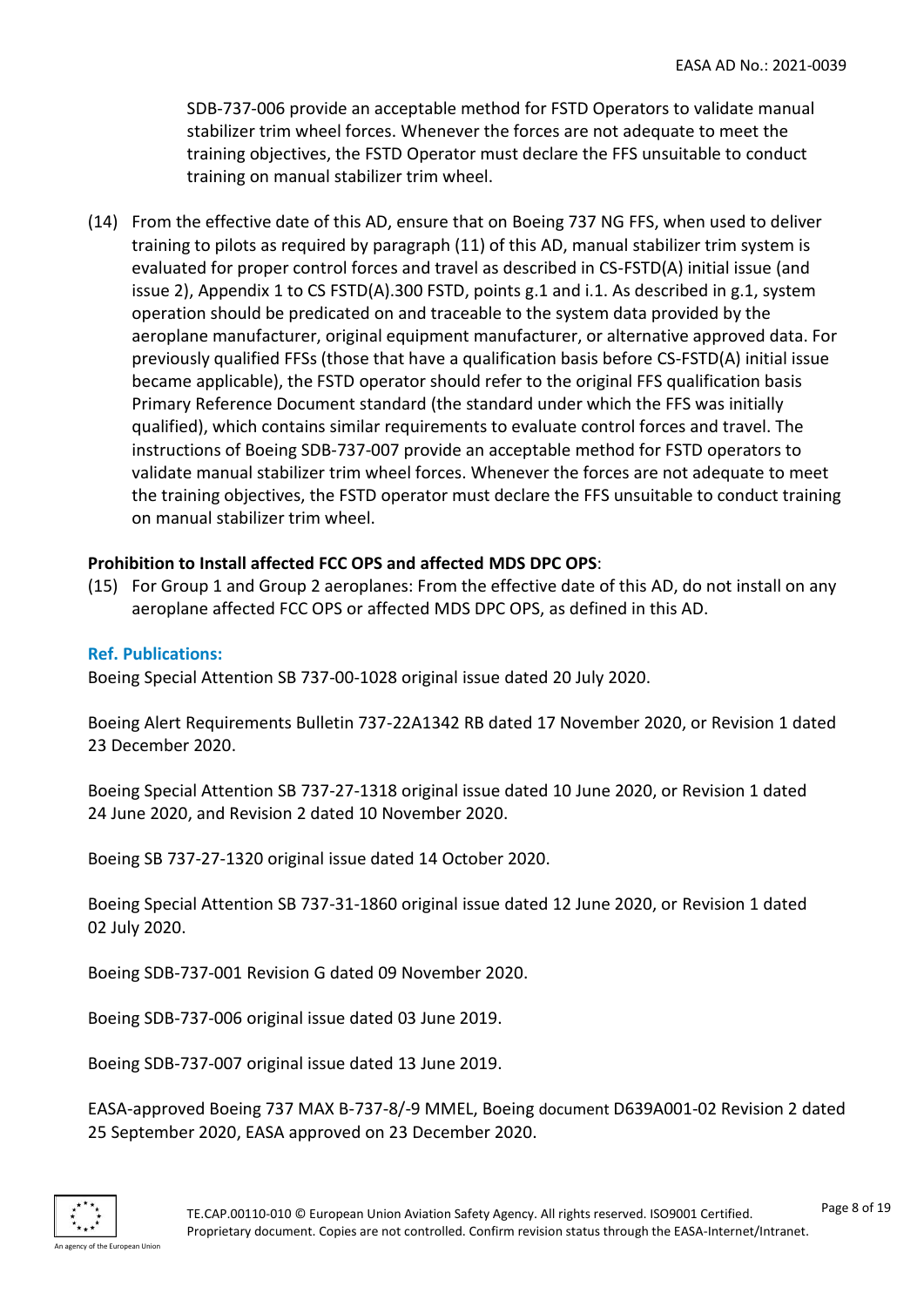SDB-737-006 provide an acceptable method for FSTD Operators to validate manual stabilizer trim wheel forces. Whenever the forces are not adequate to meet the training objectives, the FSTD Operator must declare the FFS unsuitable to conduct training on manual stabilizer trim wheel.

(14) From the effective date of this AD, ensure that on Boeing 737 NG FFS, when used to deliver training to pilots as required by paragraph (11) of this AD, manual stabilizer trim system is evaluated for proper control forces and travel as described in CS-FSTD(A) initial issue (and issue 2), Appendix 1 to CS FSTD(A).300 FSTD, points g.1 and i.1. As described in g.1, system operation should be predicated on and traceable to the system data provided by the aeroplane manufacturer, original equipment manufacturer, or alternative approved data. For previously qualified FFSs (those that have a qualification basis before CS-FSTD(A) initial issue became applicable), the FSTD operator should refer to the original FFS qualification basis Primary Reference Document standard (the standard under which the FFS was initially qualified), which contains similar requirements to evaluate control forces and travel. The instructions of Boeing SDB-737-007 provide an acceptable method for FSTD operators to validate manual stabilizer trim wheel forces. Whenever the forces are not adequate to meet the training objectives, the FSTD operator must declare the FFS unsuitable to conduct training on manual stabilizer trim wheel.

**Prohibition to Install affected FCC OPS and affected MDS DPC OPS**:

(15) For Group 1 and Group 2 aeroplanes: From the effective date of this AD, do not install on any aeroplane affected FCC OPS or affected MDS DPC OPS, as defined in this AD.

**Ref. Publications:**

Boeing Special Attention SB 737-00-1028 original issue dated 20 July 2020.

Boeing Alert Requirements Bulletin 737-22A1342 RB dated 17 November 2020, or Revision 1 dated 23 December 2020.

Boeing Special Attention SB 737-27-1318 original issue dated 10 June 2020, or Revision 1 dated 24 June 2020, and Revision 2 dated 10 November 2020.

Boeing SB 737-27-1320 original issue dated 14 October 2020.

Boeing Special Attention SB 737-31-1860 original issue dated 12 June 2020, or Revision 1 dated 02 July 2020.

Boeing SDB-737-001 Revision G dated 09 November 2020.

Boeing SDB-737-006 original issue dated 03 June 2019.

Boeing SDB-737-007 original issue dated 13 June 2019.

EASA-approved Boeing 737 MAX B-737-8/-9 MMEL, Boeing document D639A001-02 Revision 2 dated 25 September 2020, EASA approved on 23 December 2020.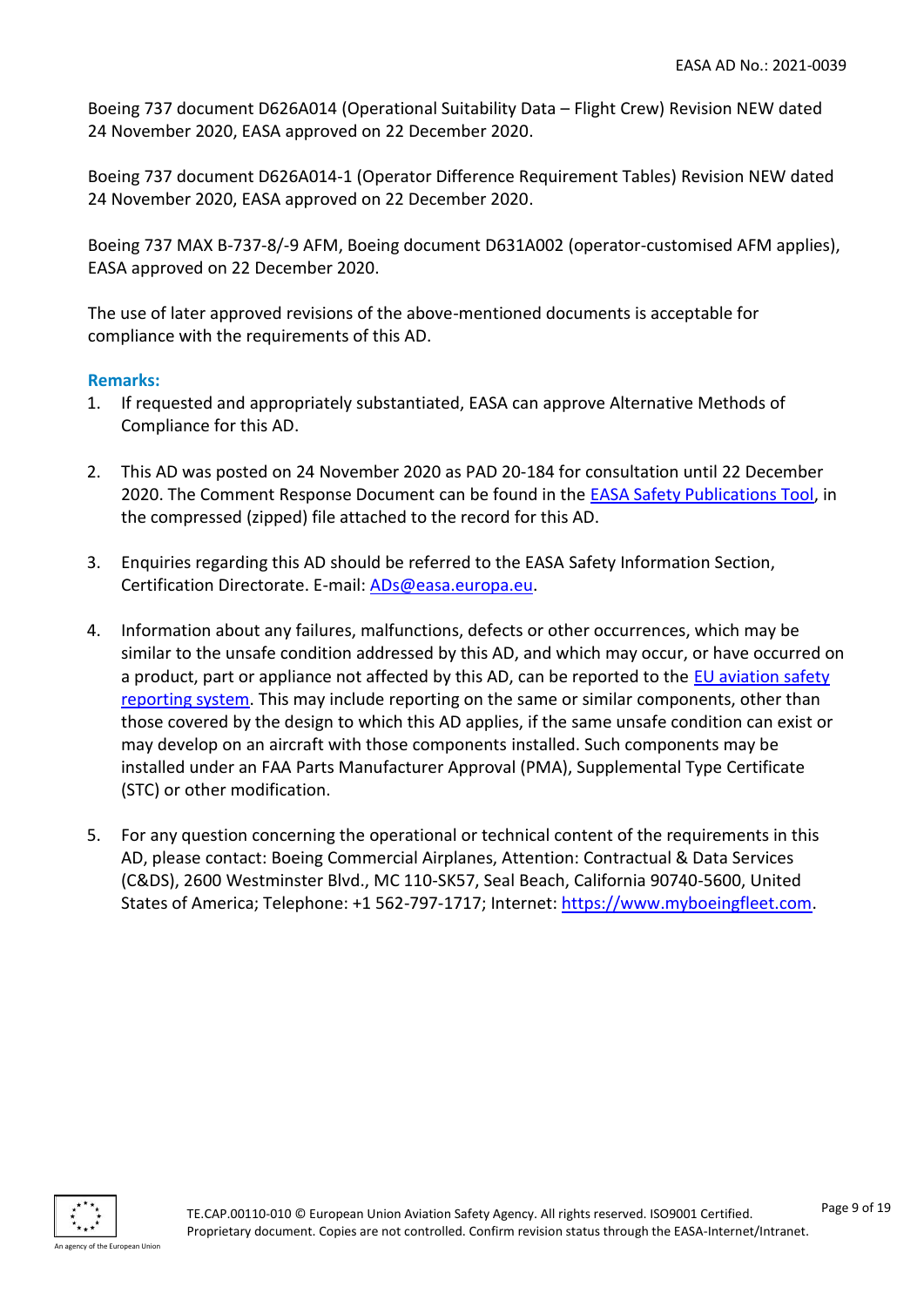Boeing 737 document D626A014 (Operational Suitability Data – Flight Crew) Revision NEW dated 24 November 2020, EASA approved on 22 December 2020.

Boeing 737 document D626A014-1 (Operator Difference Requirement Tables) Revision NEW dated 24 November 2020, EASA approved on 22 December 2020.

Boeing 737 MAX B-737-8/-9 AFM, Boeing document D631A002 (operator-customised AFM applies), EASA approved on 22 December 2020.

The use of later approved revisions of the above-mentioned documents is acceptable for compliance with the requirements of this AD.

**Remarks:**

1. If requested and appropriately substantiated, EASA can approve Alternative Methods of Compliance for this AD.

2. This AD was posted on 24 November 2020 as PAD 20-184 for consultation until 22 December 2020. The Comment Response Document can be found in the EASA Safety Publications Tool, in the compressed (zipped) file attached to the record for this AD.

3. Enquiries regarding this AD should be referred to the EASA Safety Information Section, Certification Directorate. E-mail: ADs@easa.europa.eu.

4. Information about any failures, malfunctions, defects or other occurrences, which may be similar to the unsafe condition addressed by this AD, and which may occur, or have occurred on a product, part or appliance not affected by this AD, can be reported to the EU aviation safety reporting system. This may include reporting on the same or similar components, other than those covered by the design to which this AD applies, if the same unsafe condition can exist or may develop on an aircraft with those components installed. Such components may be installed under an FAA Parts Manufacturer Approval (PMA), Supplemental Type Certificate (STC) or other modification.

5. For any question concerning the operational or technical content of the requirements in this AD, please contact: Boeing Commercial Airplanes, Attention: Contractual & Data Services (C&DS), 2600 Westminster Blvd., MC 110-SK57, Seal Beach, California 90740-5600, United States of America; Telephone: +1 562-797-1717; Internet: https://www.myboeingfleet.com.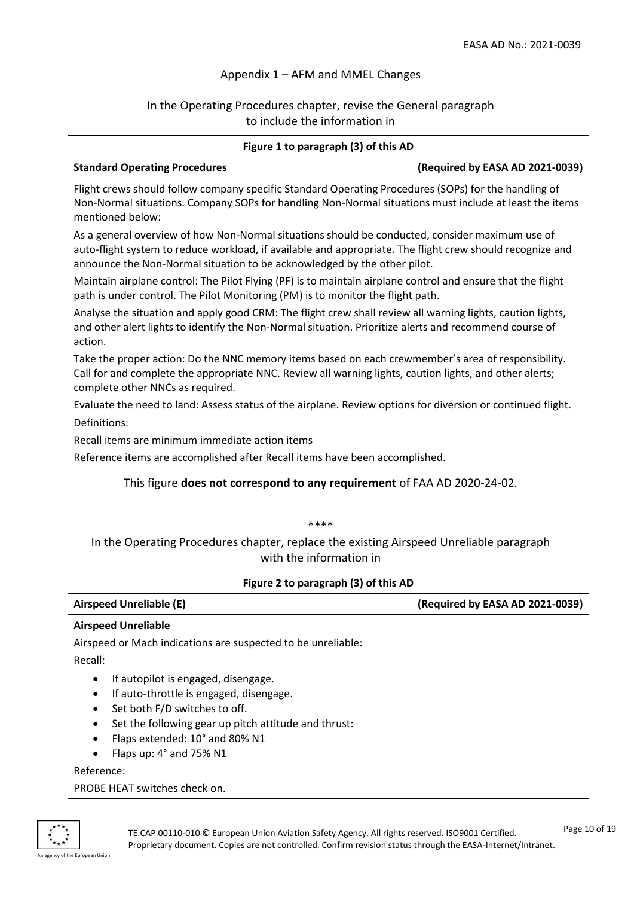## Appendix 1 – AFM and MMEL Changes

In the Operating Procedures chapter, revise the General paragraph to include the information in

| Figure 1 to paragraph (3) of this AD | |
|---|---|
| **Standard Operating Procedures** | **(Required by EASA AD 2021-0039)** |

Flight crews should follow company specific Standard Operating Procedures (SOPs) for the handling of Non-Normal situations. Company SOPs for handling Non-Normal situations must include at least the items mentioned below:

As a general overview of how Non-Normal situations should be conducted, consider maximum use of auto-flight system to reduce workload, if available and appropriate. The flight crew should recognize and announce the Non-Normal situation to be acknowledged by the other pilot.

Maintain airplane control: The Pilot Flying (PF) is to maintain airplane control and ensure that the flight path is under control. The Pilot Monitoring (PM) is to monitor the flight path.

Analyse the situation and apply good CRM: The flight crew shall review all warning lights, caution lights, and other alert lights to identify the Non-Normal situation. Prioritize alerts and recommend course of action.

Take the proper action: Do the NNC memory items based on each crewmember's area of responsibility. Call for and complete the appropriate NNC. Review all warning lights, caution lights, and other alerts; complete other NNCs as required.

Evaluate the need to land: Assess status of the airplane. Review options for diversion or continued flight.

Definitions:

Recall items are minimum immediate action items

Reference items are accomplished after Recall items have been accomplished.

This figure **does not correspond to any requirement** of FAA AD 2020-24-02.

\*\*\*\*

In the Operating Procedures chapter, replace the existing Airspeed Unreliable paragraph with the information in

| Figure 2 to paragraph (3) of this AD | |
|---|---|
| **Airspeed Unreliable (E)** | **(Required by EASA AD 2021-0039)** |

**Airspeed Unreliable**

Airspeed or Mach indications are suspected to be unreliable:

Recall:

- If autopilot is engaged, disengage.
- If auto-throttle is engaged, disengage.
- Set both F/D switches to off.
- Set the following gear up pitch attitude and thrust:
- Flaps extended: 10° and 80% N1
- Flaps up: 4° and 75% N1

Reference:

PROBE HEAT switches check on.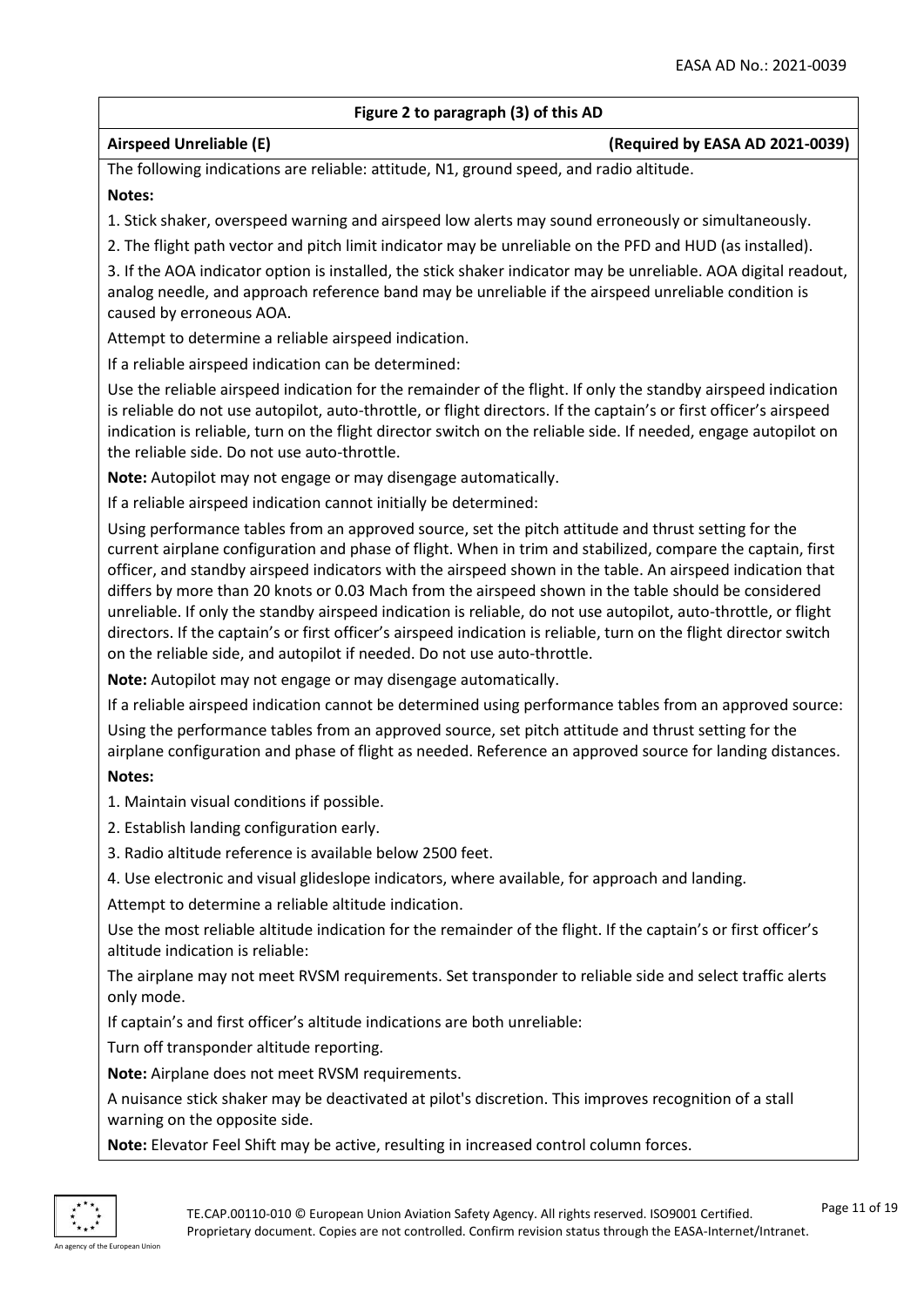**Figure 2 to paragraph (3) of this AD**

**Airspeed Unreliable (E)** **(Required by EASA AD 2021-0039)**

The following indications are reliable: attitude, N1, ground speed, and radio altitude.

**Notes:**

1. Stick shaker, overspeed warning and airspeed low alerts may sound erroneously or simultaneously.
2. The flight path vector and pitch limit indicator may be unreliable on the PFD and HUD (as installed).
3. If the AOA indicator option is installed, the stick shaker indicator may be unreliable. AOA digital readout, analog needle, and approach reference band may be unreliable if the airspeed unreliable condition is caused by erroneous AOA.

Attempt to determine a reliable airspeed indication.

If a reliable airspeed indication can be determined:

Use the reliable airspeed indication for the remainder of the flight. If only the standby airspeed indication is reliable do not use autopilot, auto-throttle, or flight directors. If the captain's or first officer's airspeed indication is reliable, turn on the flight director switch on the reliable side. If needed, engage autopilot on the reliable side. Do not use auto-throttle.

**Note:** Autopilot may not engage or may disengage automatically.

If a reliable airspeed indication cannot initially be determined:

Using performance tables from an approved source, set the pitch attitude and thrust setting for the current airplane configuration and phase of flight. When in trim and stabilized, compare the captain, first officer, and standby airspeed indicators with the airspeed shown in the table. An airspeed indication that differs by more than 20 knots or 0.03 Mach from the airspeed shown in the table should be considered unreliable. If only the standby airspeed indication is reliable, do not use autopilot, auto-throttle, or flight directors. If the captain's or first officer's airspeed indication is reliable, turn on the flight director switch on the reliable side, and autopilot if needed. Do not use auto-throttle.

**Note:** Autopilot may not engage or may disengage automatically.

If a reliable airspeed indication cannot be determined using performance tables from an approved source:

Using the performance tables from an approved source, set pitch attitude and thrust setting for the airplane configuration and phase of flight as needed. Reference an approved source for landing distances.

**Notes:**

1. Maintain visual conditions if possible.
2. Establish landing configuration early.
3. Radio altitude reference is available below 2500 feet.
4. Use electronic and visual glideslope indicators, where available, for approach and landing.

Attempt to determine a reliable altitude indication.

Use the most reliable altitude indication for the remainder of the flight. If the captain's or first officer's altitude indication is reliable:

The airplane may not meet RVSM requirements. Set transponder to reliable side and select traffic alerts only mode.

If captain's and first officer's altitude indications are both unreliable:

Turn off transponder altitude reporting.

**Note:** Airplane does not meet RVSM requirements.

A nuisance stick shaker may be deactivated at pilot's discretion. This improves recognition of a stall warning on the opposite side.

**Note:** Elevator Feel Shift may be active, resulting in increased control column forces.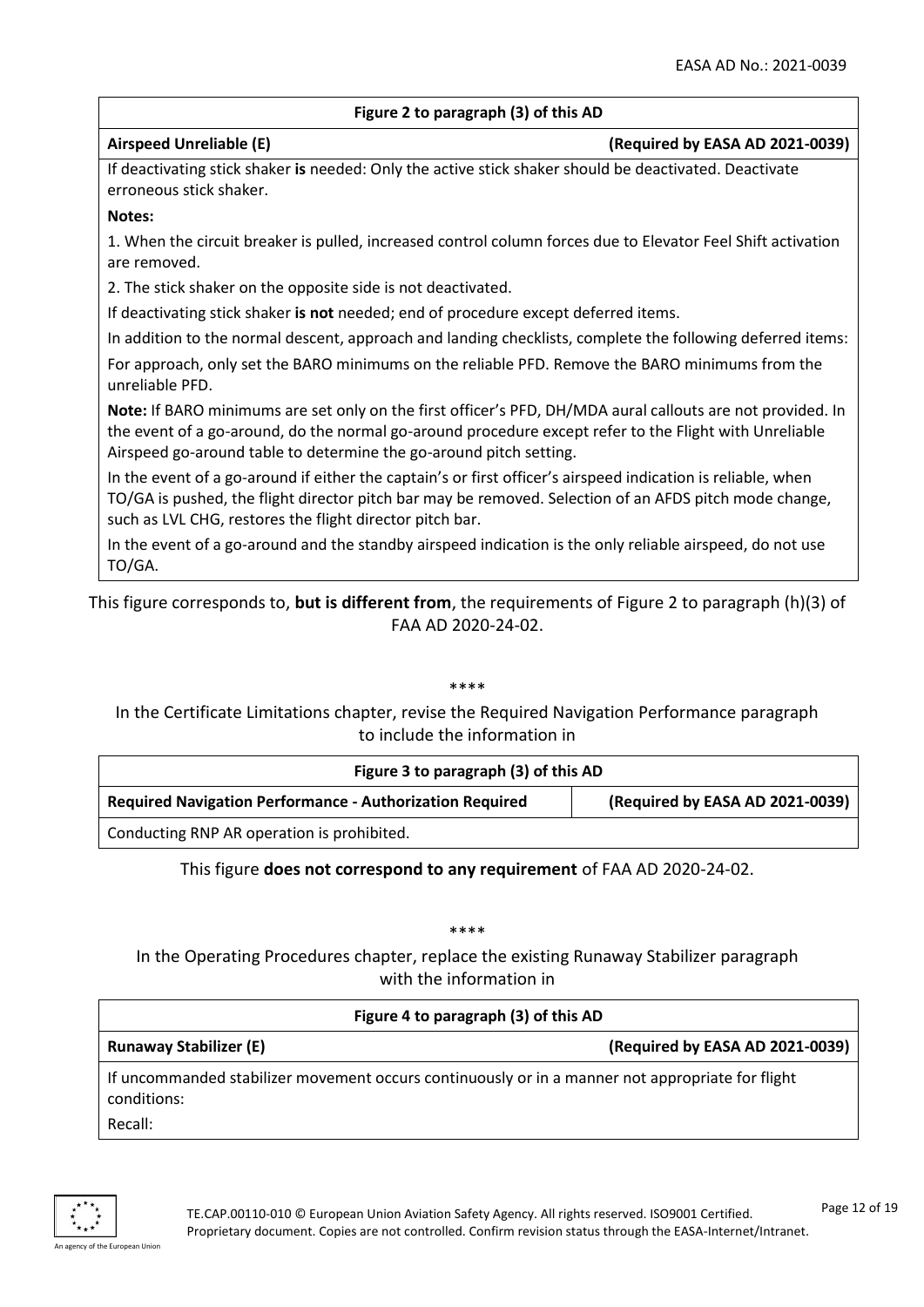| Figure 2 to paragraph (3) of this AD | |
|---|---|
| **Airspeed Unreliable (E)** | **(Required by EASA AD 2021-0039)** |

If deactivating stick shaker **is** needed: Only the active stick shaker should be deactivated. Deactivate erroneous stick shaker.

**Notes:**

1. When the circuit breaker is pulled, increased control column forces due to Elevator Feel Shift activation are removed.
2. The stick shaker on the opposite side is not deactivated.

If deactivating stick shaker **is not** needed; end of procedure except deferred items.

In addition to the normal descent, approach and landing checklists, complete the following deferred items:

For approach, only set the BARO minimums on the reliable PFD. Remove the BARO minimums from the unreliable PFD.

**Note:** If BARO minimums are set only on the first officer's PFD, DH/MDA aural callouts are not provided. In the event of a go-around, do the normal go-around procedure except refer to the Flight with Unreliable Airspeed go-around table to determine the go-around pitch setting.

In the event of a go-around if either the captain's or first officer's airspeed indication is reliable, when TO/GA is pushed, the flight director pitch bar may be removed. Selection of an AFDS pitch mode change, such as LVL CHG, restores the flight director pitch bar.

In the event of a go-around and the standby airspeed indication is the only reliable airspeed, do not use TO/GA.

This figure corresponds to, **but is different from**, the requirements of Figure 2 to paragraph (h)(3) of FAA AD 2020-24-02.

\*\*\*\*

In the Certificate Limitations chapter, revise the Required Navigation Performance paragraph to include the information in

| Figure 3 to paragraph (3) of this AD | |
|---|---|
| **Required Navigation Performance - Authorization Required** | **(Required by EASA AD 2021-0039)** |
| Conducting RNP AR operation is prohibited. | |

This figure **does not correspond to any requirement** of FAA AD 2020-24-02.

\*\*\*\*

In the Operating Procedures chapter, replace the existing Runaway Stabilizer paragraph with the information in

| Figure 4 to paragraph (3) of this AD | |
|---|---|
| **Runaway Stabilizer (E)** | **(Required by EASA AD 2021-0039)** |

If uncommanded stabilizer movement occurs continuously or in a manner not appropriate for flight conditions:

Recall: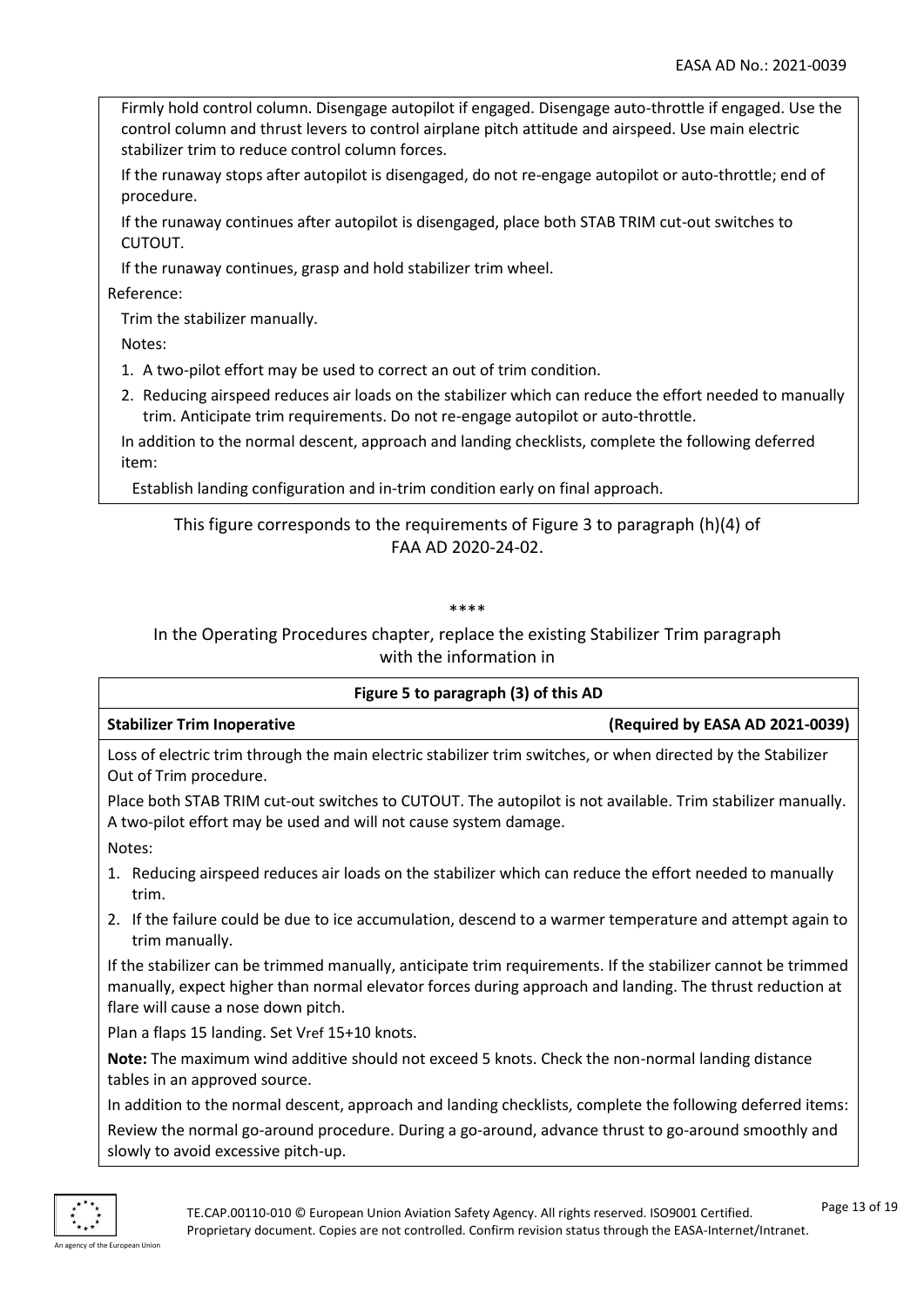Firmly hold control column. Disengage autopilot if engaged. Disengage auto-throttle if engaged. Use the control column and thrust levers to control airplane pitch attitude and airspeed. Use main electric stabilizer trim to reduce control column forces.

If the runaway stops after autopilot is disengaged, do not re-engage autopilot or auto-throttle; end of procedure.

If the runaway continues after autopilot is disengaged, place both STAB TRIM cut-out switches to CUTOUT.

If the runaway continues, grasp and hold stabilizer trim wheel.

Reference:

Trim the stabilizer manually.

Notes:

1. A two-pilot effort may be used to correct an out of trim condition.
2. Reducing airspeed reduces air loads on the stabilizer which can reduce the effort needed to manually trim. Anticipate trim requirements. Do not re-engage autopilot or auto-throttle.

In addition to the normal descent, approach and landing checklists, complete the following deferred item:

Establish landing configuration and in-trim condition early on final approach.

This figure corresponds to the requirements of Figure 3 to paragraph (h)(4) of FAA AD 2020-24-02.

****

In the Operating Procedures chapter, replace the existing Stabilizer Trim paragraph with the information in

**Figure 5 to paragraph (3) of this AD**

**Stabilizer Trim Inoperative** **(Required by EASA AD 2021-0039)**

Loss of electric trim through the main electric stabilizer trim switches, or when directed by the Stabilizer Out of Trim procedure.

Place both STAB TRIM cut-out switches to CUTOUT. The autopilot is not available. Trim stabilizer manually. A two-pilot effort may be used and will not cause system damage.

Notes:

1. Reducing airspeed reduces air loads on the stabilizer which can reduce the effort needed to manually trim.
2. If the failure could be due to ice accumulation, descend to a warmer temperature and attempt again to trim manually.

If the stabilizer can be trimmed manually, anticipate trim requirements. If the stabilizer cannot be trimmed manually, expect higher than normal elevator forces during approach and landing. The thrust reduction at flare will cause a nose down pitch.

Plan a flaps 15 landing. Set $V_{ref}$ 15+10 knots.

**Note:** The maximum wind additive should not exceed 5 knots. Check the non-normal landing distance tables in an approved source.

In addition to the normal descent, approach and landing checklists, complete the following deferred items:

Review the normal go-around procedure. During a go-around, advance thrust to go-around smoothly and slowly to avoid excessive pitch-up.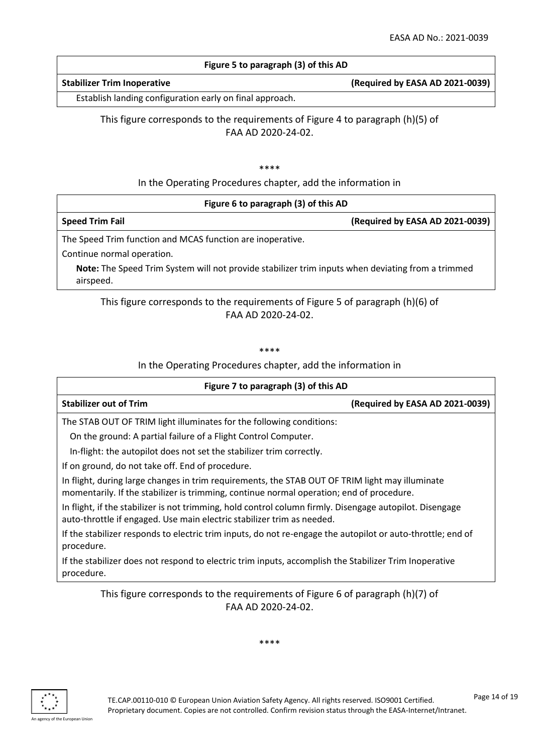| Figure 5 to paragraph (3) of this AD | |
|---|---|
| **Stabilizer Trim Inoperative** | **(Required by EASA AD 2021-0039)** |
| Establish landing configuration early on final approach. | |

This figure corresponds to the requirements of Figure 4 to paragraph (h)(5) of FAA AD 2020-24-02.

\*\*\*\*

In the Operating Procedures chapter, add the information in

| Figure 6 to paragraph (3) of this AD | |
|---|---|
| **Speed Trim Fail** | **(Required by EASA AD 2021-0039)** |
| The Speed Trim function and MCAS function are inoperative.<br>Continue normal operation.<br>**Note:** The Speed Trim System will not provide stabilizer trim inputs when deviating from a trimmed airspeed. | |

This figure corresponds to the requirements of Figure 5 of paragraph (h)(6) of FAA AD 2020-24-02.

\*\*\*\*

In the Operating Procedures chapter, add the information in

| Figure 7 to paragraph (3) of this AD | |
|---|---|
| **Stabilizer out of Trim** | **(Required by EASA AD 2021-0039)** |
| The STAB OUT OF TRIM light illuminates for the following conditions:<br>On the ground: A partial failure of a Flight Control Computer.<br>In-flight: the autopilot does not set the stabilizer trim correctly.<br>If on ground, do not take off. End of procedure.<br>In flight, during large changes in trim requirements, the STAB OUT OF TRIM light may illuminate momentarily. If the stabilizer is trimming, continue normal operation; end of procedure.<br>In flight, if the stabilizer is not trimming, hold control column firmly. Disengage autopilot. Disengage auto-throttle if engaged. Use main electric stabilizer trim as needed.<br>If the stabilizer responds to electric trim inputs, do not re-engage the autopilot or auto-throttle; end of procedure.<br>If the stabilizer does not respond to electric trim inputs, accomplish the Stabilizer Trim Inoperative procedure. | |

This figure corresponds to the requirements of Figure 6 of paragraph (h)(7) of FAA AD 2020-24-02.

\*\*\*\*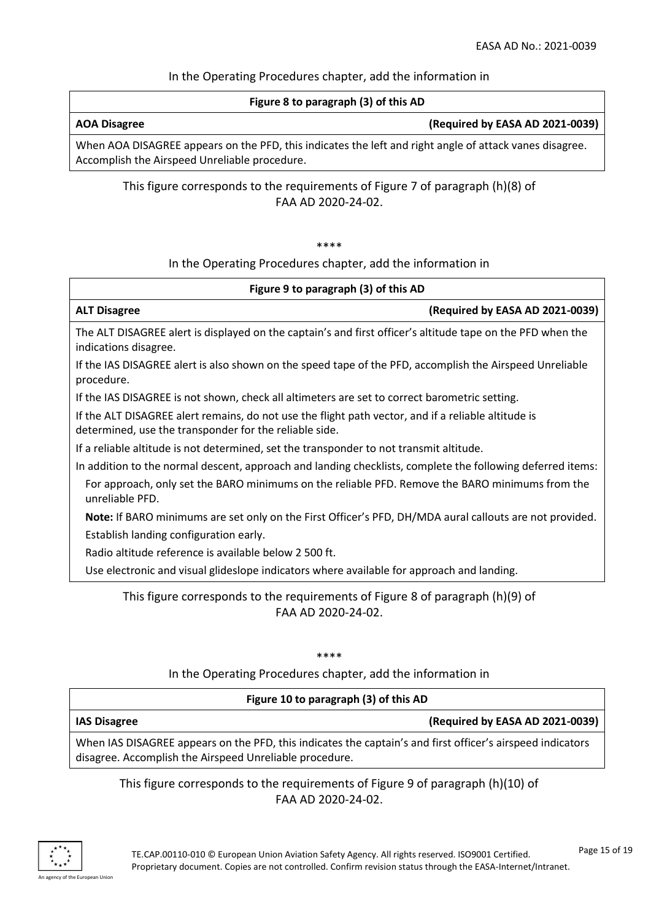In the Operating Procedures chapter, add the information in

| Figure 8 to paragraph (3) of this AD | |
|---|---|
| **AOA Disagree** | **(Required by EASA AD 2021-0039)** |
| When AOA DISAGREE appears on the PFD, this indicates the left and right angle of attack vanes disagree. Accomplish the Airspeed Unreliable procedure. | |

This figure corresponds to the requirements of Figure 7 of paragraph (h)(8) of FAA AD 2020-24-02.

\*\*\*\*

In the Operating Procedures chapter, add the information in

**Figure 9 to paragraph (3) of this AD**

**ALT Disagree** **(Required by EASA AD 2021-0039)**

The ALT DISAGREE alert is displayed on the captain's and first officer's altitude tape on the PFD when the indications disagree.

If the IAS DISAGREE alert is also shown on the speed tape of the PFD, accomplish the Airspeed Unreliable procedure.

If the IAS DISAGREE is not shown, check all altimeters are set to correct barometric setting.

If the ALT DISAGREE alert remains, do not use the flight path vector, and if a reliable altitude is determined, use the transponder for the reliable side.

If a reliable altitude is not determined, set the transponder to not transmit altitude.

In addition to the normal descent, approach and landing checklists, complete the following deferred items:

- For approach, only set the BARO minimums on the reliable PFD. Remove the BARO minimums from the unreliable PFD.
- **Note:** If BARO minimums are set only on the First Officer's PFD, DH/MDA aural callouts are not provided.
- Establish landing configuration early.
- Radio altitude reference is available below 2 500 ft.
- Use electronic and visual glideslope indicators where available for approach and landing.

This figure corresponds to the requirements of Figure 8 of paragraph (h)(9) of FAA AD 2020-24-02.

\*\*\*\*

In the Operating Procedures chapter, add the information in

| Figure 10 to paragraph (3) of this AD | |
|---|---|
| **IAS Disagree** | **(Required by EASA AD 2021-0039)** |
| When IAS DISAGREE appears on the PFD, this indicates the captain's and first officer's airspeed indicators disagree. Accomplish the Airspeed Unreliable procedure. | |

This figure corresponds to the requirements of Figure 9 of paragraph (h)(10) of FAA AD 2020-24-02.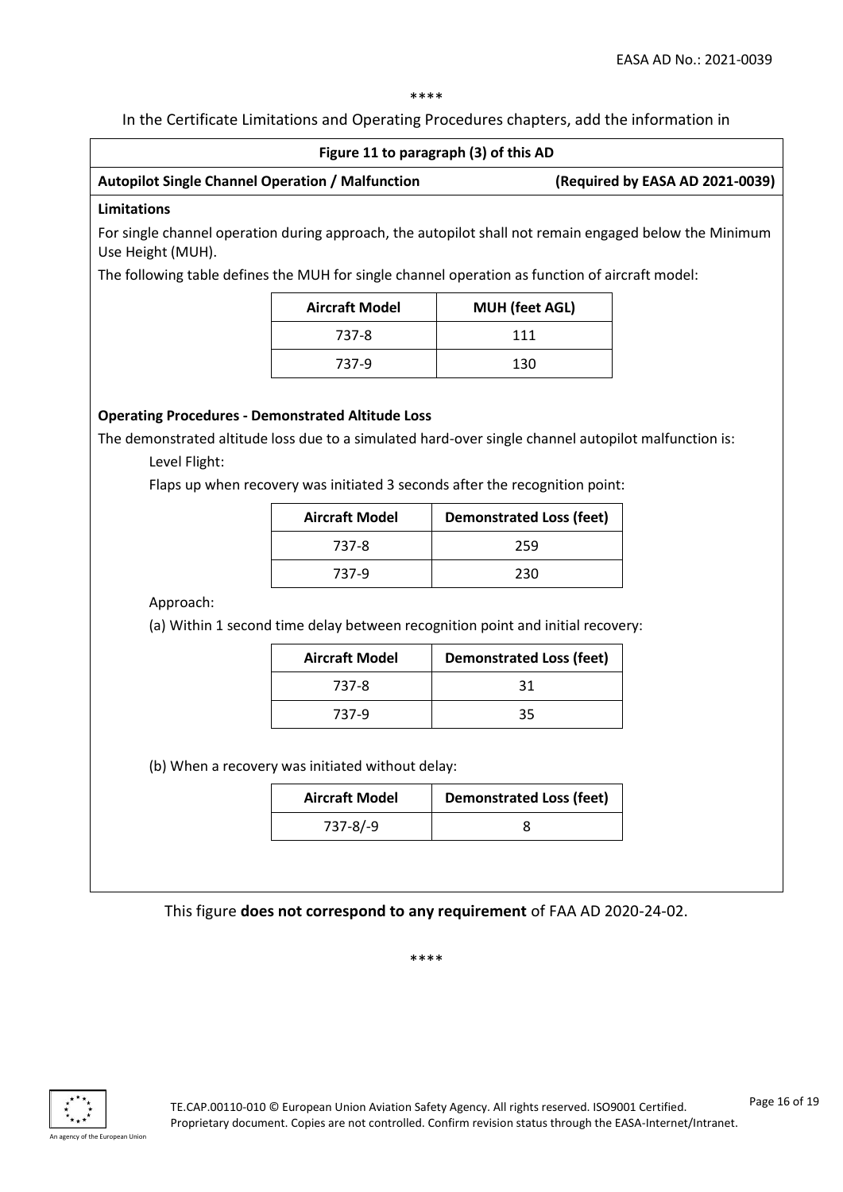\*\*\*\*

In the Certificate Limitations and Operating Procedures chapters, add the information in

**Figure 11 to paragraph (3) of this AD**

**Autopilot Single Channel Operation / Malfunction** **(Required by EASA AD 2021-0039)**

**Limitations**

For single channel operation during approach, the autopilot shall not remain engaged below the Minimum Use Height (MUH).

The following table defines the MUH for single channel operation as function of aircraft model:

| Aircraft Model | MUH (feet AGL) |
|---|---|
| 737-8 | 111 |
| 737-9 | 130 |

**Operating Procedures - Demonstrated Altitude Loss**

The demonstrated altitude loss due to a simulated hard-over single channel autopilot malfunction is:

Level Flight:

Flaps up when recovery was initiated 3 seconds after the recognition point:

| Aircraft Model | Demonstrated Loss (feet) |
|---|---|
| 737-8 | 259 |
| 737-9 | 230 |

Approach:

(a) Within 1 second time delay between recognition point and initial recovery:

| Aircraft Model | Demonstrated Loss (feet) |
|---|---|
| 737-8 | 31 |
| 737-9 | 35 |

(b) When a recovery was initiated without delay:

| Aircraft Model | Demonstrated Loss (feet) |
|---|---|
| 737-8/-9 | 8 |

This figure **does not correspond to any requirement** of FAA AD 2020-24-02.

\*\*\*\*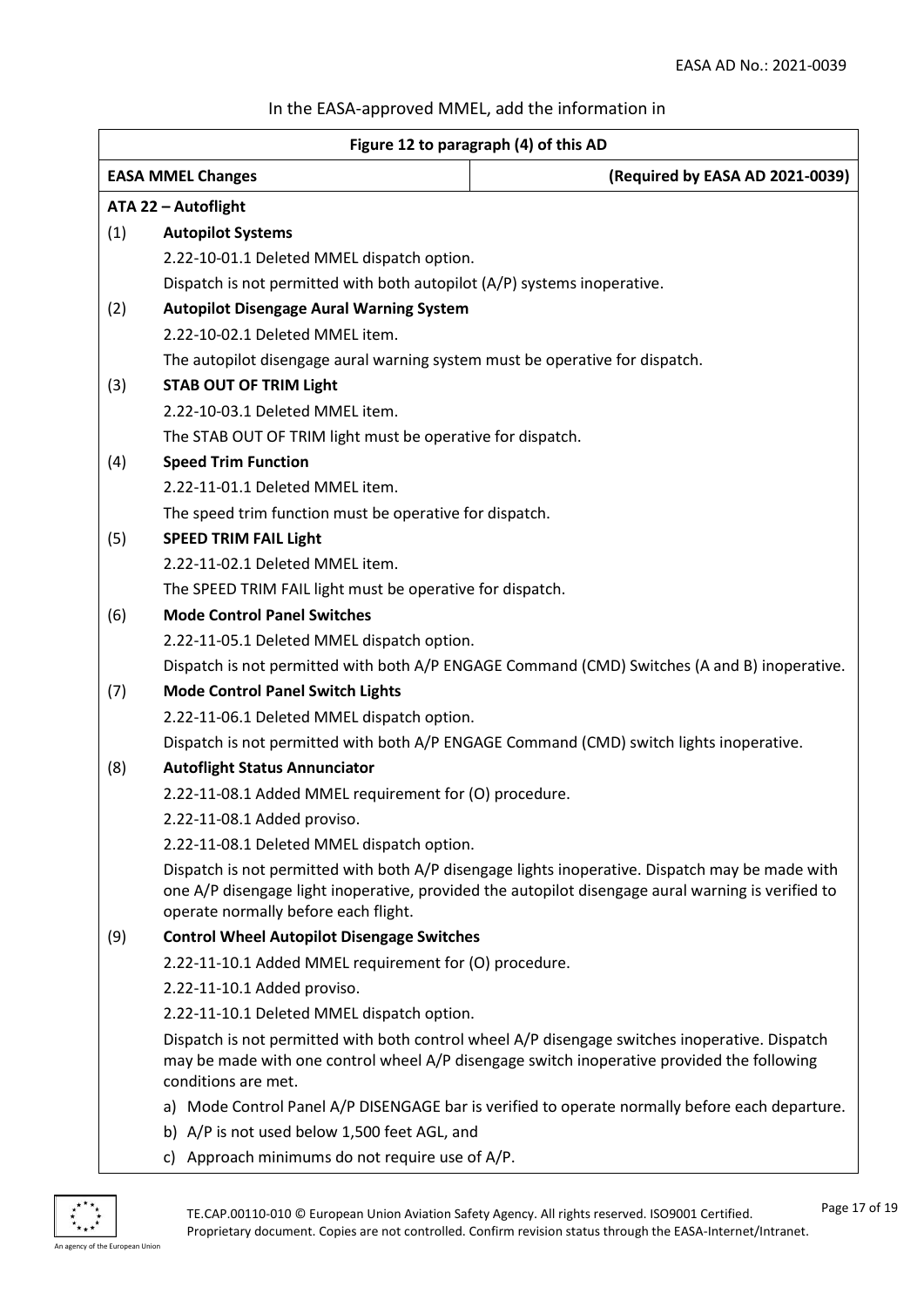In the EASA-approved MMEL, add the information in

**Figure 12 to paragraph (4) of this AD**

| **EASA MMEL Changes** | **(Required by EASA AD 2021-0039)** |
|---|---|

**ATA 22 – Autoflight**

(1) **Autopilot Systems**

2.22-10-01.1 Deleted MMEL dispatch option.

Dispatch is not permitted with both autopilot (A/P) systems inoperative.

(2) **Autopilot Disengage Aural Warning System**

2.22-10-02.1 Deleted MMEL item.

The autopilot disengage aural warning system must be operative for dispatch.

(3) **STAB OUT OF TRIM Light**

2.22-10-03.1 Deleted MMEL item.

The STAB OUT OF TRIM light must be operative for dispatch.

(4) **Speed Trim Function**

2.22-11-01.1 Deleted MMEL item.

The speed trim function must be operative for dispatch.

(5) **SPEED TRIM FAIL Light**

2.22-11-02.1 Deleted MMEL item.

The SPEED TRIM FAIL light must be operative for dispatch.

(6) **Mode Control Panel Switches**

2.22-11-05.1 Deleted MMEL dispatch option.

Dispatch is not permitted with both A/P ENGAGE Command (CMD) Switches (A and B) inoperative.

(7) **Mode Control Panel Switch Lights**

2.22-11-06.1 Deleted MMEL dispatch option.

Dispatch is not permitted with both A/P ENGAGE Command (CMD) switch lights inoperative.

(8) **Autoflight Status Annunciator**

2.22-11-08.1 Added MMEL requirement for (O) procedure.

2.22-11-08.1 Added proviso.

2.22-11-08.1 Deleted MMEL dispatch option.

Dispatch is not permitted with both A/P disengage lights inoperative. Dispatch may be made with one A/P disengage light inoperative, provided the autopilot disengage aural warning is verified to operate normally before each flight.

(9) **Control Wheel Autopilot Disengage Switches**

2.22-11-10.1 Added MMEL requirement for (O) procedure.

2.22-11-10.1 Added proviso.

2.22-11-10.1 Deleted MMEL dispatch option.

Dispatch is not permitted with both control wheel A/P disengage switches inoperative. Dispatch may be made with one control wheel A/P disengage switch inoperative provided the following conditions are met.

a) Mode Control Panel A/P DISENGAGE bar is verified to operate normally before each departure.
b) A/P is not used below 1,500 feet AGL, and
c) Approach minimums do not require use of A/P.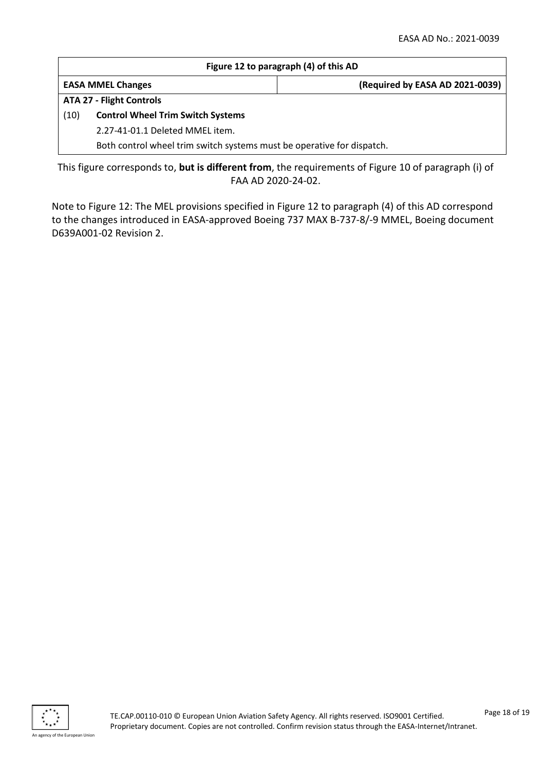| Figure 12 to paragraph (4) of this AD | |
|---|---|
| **EASA MMEL Changes** | **(Required by EASA AD 2021-0039)** |
| **ATA 27 - Flight Controls** | |
| (10) **Control Wheel Trim Switch Systems** | |
| 2.27-41-01.1 Deleted MMEL item. | |
| Both control wheel trim switch systems must be operative for dispatch. | |

This figure corresponds to, **but is different from**, the requirements of Figure 10 of paragraph (i) of FAA AD 2020-24-02.

Note to Figure 12: The MEL provisions specified in Figure 12 to paragraph (4) of this AD correspond to the changes introduced in EASA-approved Boeing 737 MAX B-737-8/-9 MMEL, Boeing document D639A001-02 Revision 2.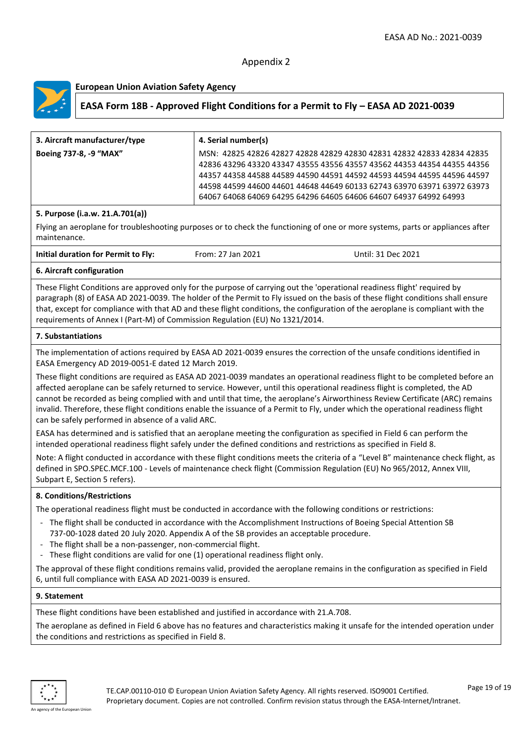Appendix 2

**European Union Aviation Safety Agency**

## EASA Form 18B - Approved Flight Conditions for a Permit to Fly – EASA AD 2021-0039

| **3. Aircraft manufacturer/type** | **4. Serial number(s)** |
|---|---|
| **Boeing 737-8, -9 "MAX"** | MSN: 42825 42826 42827 42828 42829 42830 42831 42832 42833 42834 42835 42836 43296 43320 43347 43555 43556 43557 43562 44353 44354 44355 44356 44357 44358 44588 44589 44590 44591 44592 44593 44594 44595 44596 44597 44598 44599 44600 44601 44648 44649 60133 62743 63970 63971 63972 63973 64067 64068 64069 64295 64296 64605 64606 64607 64937 64992 64993 |

**5. Purpose (i.a.w. 21.A.701(a))**

Flying an aeroplane for troubleshooting purposes or to check the functioning of one or more systems, parts or appliances after maintenance.

| **Initial duration for Permit to Fly:** | From: 27 Jan 2021 | Until: 31 Dec 2021 |
|---|---|---|

**6. Aircraft configuration**

These Flight Conditions are approved only for the purpose of carrying out the 'operational readiness flight' required by paragraph (8) of EASA AD 2021-0039. The holder of the Permit to Fly issued on the basis of these flight conditions shall ensure that, except for compliance with that AD and these flight conditions, the configuration of the aeroplane is compliant with the requirements of Annex I (Part-M) of Commission Regulation (EU) No 1321/2014.

**7. Substantiations**

The implementation of actions required by EASA AD 2021-0039 ensures the correction of the unsafe conditions identified in EASA Emergency AD 2019-0051-E dated 12 March 2019.

These flight conditions are required as EASA AD 2021-0039 mandates an operational readiness flight to be completed before an affected aeroplane can be safely returned to service. However, until this operational readiness flight is completed, the AD cannot be recorded as being complied with and until that time, the aeroplane's Airworthiness Review Certificate (ARC) remains invalid. Therefore, these flight conditions enable the issuance of a Permit to Fly, under which the operational readiness flight can be safely performed in absence of a valid ARC.

EASA has determined and is satisfied that an aeroplane meeting the configuration as specified in Field 6 can perform the intended operational readiness flight safely under the defined conditions and restrictions as specified in Field 8.

Note: A flight conducted in accordance with these flight conditions meets the criteria of a "Level B" maintenance check flight, as defined in SPO.SPEC.MCF.100 - Levels of maintenance check flight (Commission Regulation (EU) No 965/2012, Annex VIII, Subpart E, Section 5 refers).

**8. Conditions/Restrictions**

The operational readiness flight must be conducted in accordance with the following conditions or restrictions:

- The flight shall be conducted in accordance with the Accomplishment Instructions of Boeing Special Attention SB 737-00-1028 dated 20 July 2020. Appendix A of the SB provides an acceptable procedure.
- The flight shall be a non-passenger, non-commercial flight.
- These flight conditions are valid for one (1) operational readiness flight only.

The approval of these flight conditions remains valid, provided the aeroplane remains in the configuration as specified in Field 6, until full compliance with EASA AD 2021-0039 is ensured.

**9. Statement**

These flight conditions have been established and justified in accordance with 21.A.708.

The aeroplane as defined in Field 6 above has no features and characteristics making it unsafe for the intended operation under the conditions and restrictions as specified in Field 8.